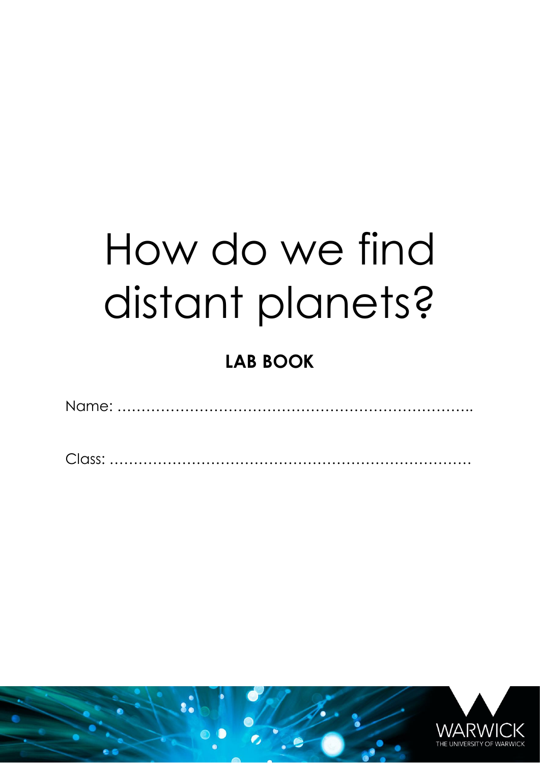# How do we find distant planets?

**LAB BOOK**

Name: ………………………………………………………………..

Class: ……………………………………………………………….

WARWICK
THE UNIVERSITY OF WARWICK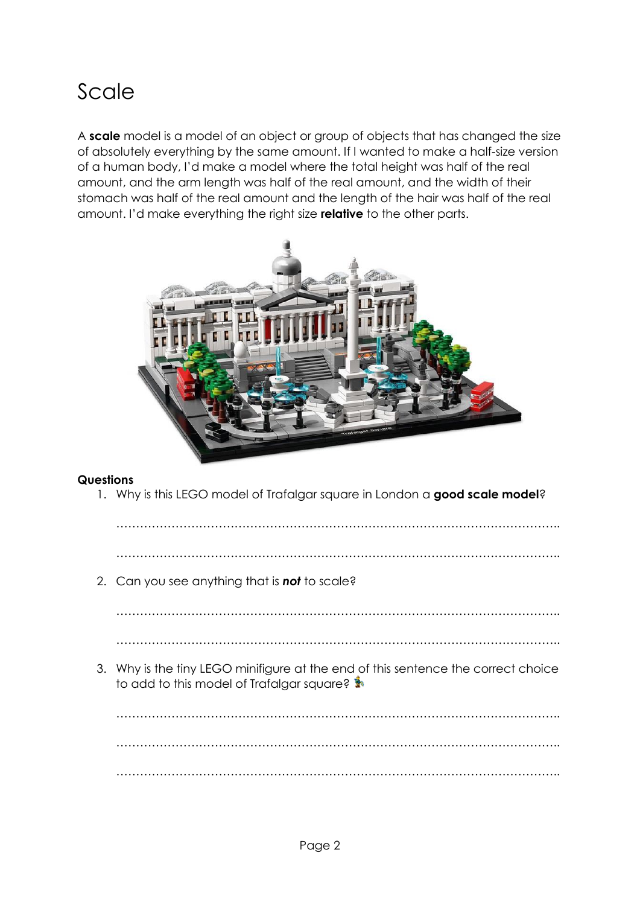# Scale

A **scale** model is a model of an object or group of objects that has changed the size of absolutely everything by the same amount. If I wanted to make a half-size version of a human body, I'd make a model where the total height was half of the real amount, and the arm length was half of the real amount, and the width of their stomach was half of the real amount and the length of the hair was half of the real amount. I'd make everything the right size **relative** to the other parts.

**Questions**

1. Why is this LEGO model of Trafalgar square in London a **good scale model**?

   …………………………………………………………………………………………………..

   …………………………………………………………………………………………………..

2. Can you see anything that is ***not*** to scale?

   …………………………………………………………………………………………………..

   …………………………………………………………………………………………………..

3. Why is the tiny LEGO minifigure at the end of this sentence the correct choice to add to this model of Trafalgar square?

   …………………………………………………………………………………………………..

   …………………………………………………………………………………………………..

   …………………………………………………………………………………………………..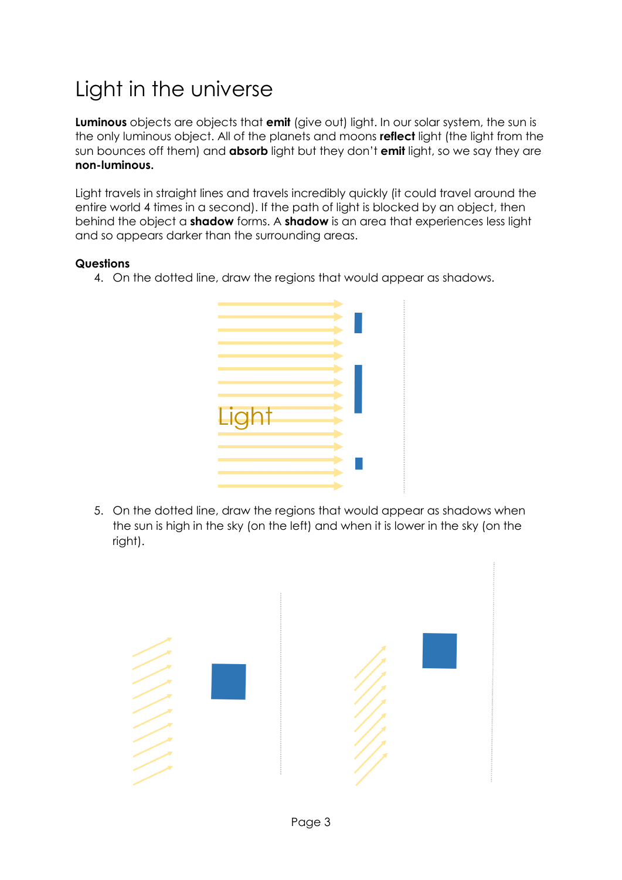# Light in the universe

**Luminous** objects are objects that **emit** (give out) light. In our solar system, the sun is the only luminous object. All of the planets and moons **reflect** light (the light from the sun bounces off them) and **absorb** light but they don't **emit** light, so we say they are **non-luminous.**

Light travels in straight lines and travels incredibly quickly (it could travel around the entire world 4 times in a second). If the path of light is blocked by an object, then behind the object a **shadow** forms. A **shadow** is an area that experiences less light and so appears darker than the surrounding areas.

**Questions**

4. On the dotted line, draw the regions that would appear as shadows.

Light

5. On the dotted line, draw the regions that would appear as shadows when the sun is high in the sky (on the left) and when it is lower in the sky (on the right).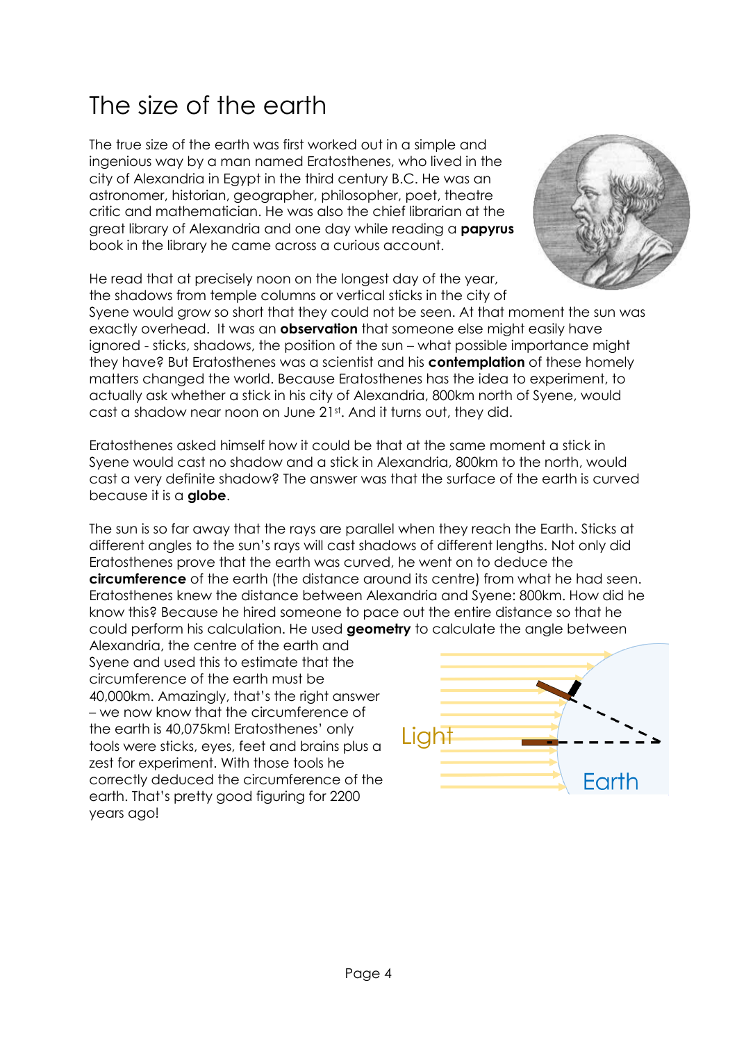# The size of the earth

The true size of the earth was first worked out in a simple and ingenious way by a man named Eratosthenes, who lived in the city of Alexandria in Egypt in the third century B.C. He was an astronomer, historian, geographer, philosopher, poet, theatre critic and mathematician. He was also the chief librarian at the great library of Alexandria and one day while reading a **papyrus** book in the library he came across a curious account.

He read that at precisely noon on the longest day of the year, the shadows from temple columns or vertical sticks in the city of Syene would grow so short that they could not be seen. At that moment the sun was exactly overhead. It was an **observation** that someone else might easily have ignored - sticks, shadows, the position of the sun – what possible importance might they have? But Eratosthenes was a scientist and his **contemplation** of these homely matters changed the world. Because Eratosthenes has the idea to experiment, to actually ask whether a stick in his city of Alexandria, 800km north of Syene, would cast a shadow near noon on June 21st. And it turns out, they did.

Eratosthenes asked himself how it could be that at the same moment a stick in Syene would cast no shadow and a stick in Alexandria, 800km to the north, would cast a very definite shadow? The answer was that the surface of the earth is curved because it is a **globe**.

The sun is so far away that the rays are parallel when they reach the Earth. Sticks at different angles to the sun's rays will cast shadows of different lengths. Not only did Eratosthenes prove that the earth was curved, he went on to deduce the **circumference** of the earth (the distance around its centre) from what he had seen. Eratosthenes knew the distance between Alexandria and Syene: 800km. How did he know this? Because he hired someone to pace out the entire distance so that he could perform his calculation. He used **geometry** to calculate the angle between Alexandria, the centre of the earth and Syene and used this to estimate that the circumference of the earth must be 40,000km. Amazingly, that's the right answer – we now know that the circumference of the earth is 40,075km! Eratosthenes' only tools were sticks, eyes, feet and brains plus a zest for experiment. With those tools he correctly deduced the circumference of the earth. That's pretty good figuring for 2200 years ago!

Light

Earth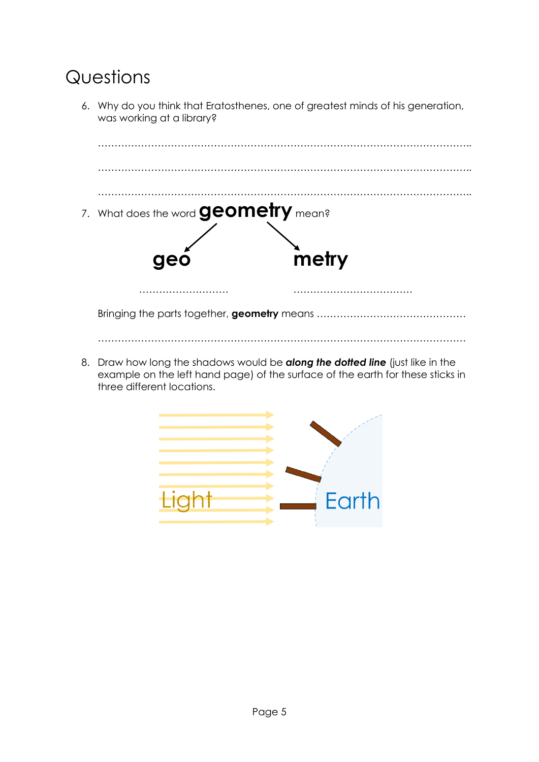# Questions

6. Why do you think that Eratosthenes, one of greatest minds of his generation, was working at a library?

   ……………………………………………………………………………………………………..

   ……………………………………………………………………………………………………..

   ……………………………………………………………………………………………………..

7. What does the word **geometry** mean?

   **geo** ………………………

   **metry** ………………………………

   Bringing the parts together, **geometry** means ………………………………………

   ……………………………………………………………………………………………………

8. Draw how long the shadows would be ***along the dotted line*** (just like in the example on the left hand page) of the surface of the earth for these sticks in three different locations.

Light

Earth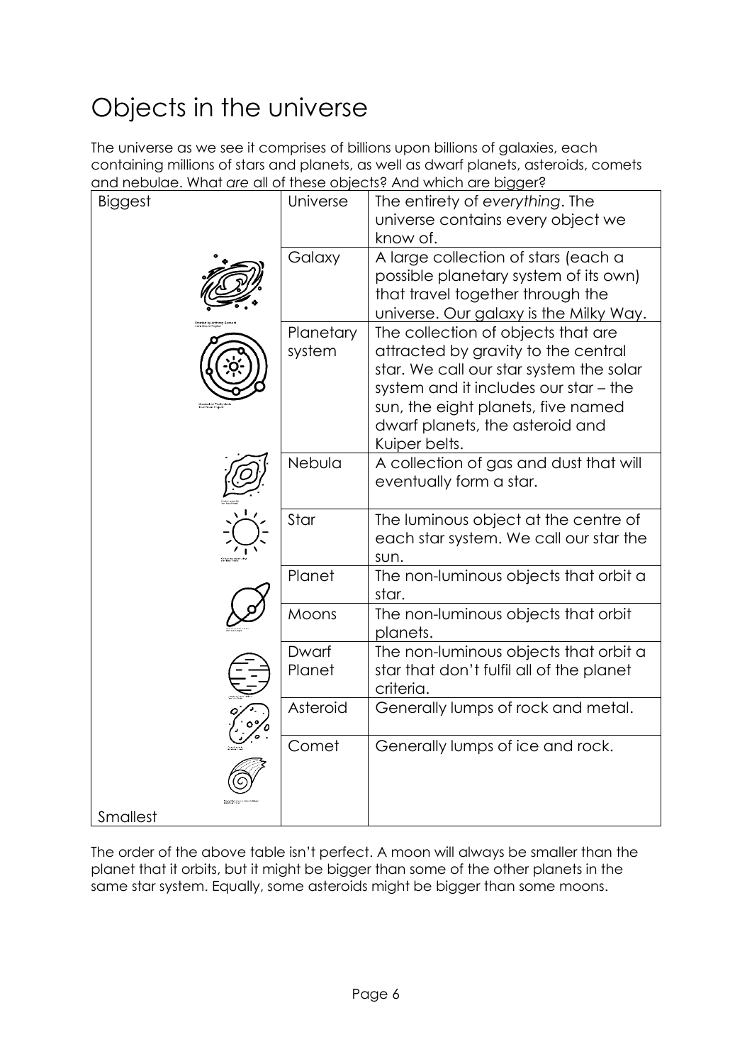# Objects in the universe

The universe as we see it comprises of billions upon billions of galaxies, each containing millions of stars and planets, as well as dwarf planets, asteroids, comets and nebulae. What *are* all of these objects? And which are bigger?

| | | |
|---|---|---|
| Biggest | Universe | The entirety of *everything*. The universe contains every object we know of. |
| | Galaxy | A large collection of stars (each a possible planetary system of its own) that travel together through the universe. Our galaxy is the Milky Way. |
| | Planetary system | The collection of objects that are attracted by gravity to the central star. We call our star system the solar system and it includes our star – the sun, the eight planets, five named dwarf planets, the asteroid and Kuiper belts. |
| | Nebula | A collection of gas and dust that will eventually form a star. |
| | Star | The luminous object at the centre of each star system. We call our star the sun. |
| | Planet | The non-luminous objects that orbit a star. |
| | Moons | The non-luminous objects that orbit planets. |
| | Dwarf Planet | The non-luminous objects that orbit a star that don't fulfil all of the planet criteria. |
| | Asteroid | Generally lumps of rock and metal. |
| Smallest | Comet | Generally lumps of ice and rock. |

The order of the above table isn't perfect. A moon will always be smaller than the planet that it orbits, but it might be bigger than some of the other planets in the same star system. Equally, some asteroids might be bigger than some moons.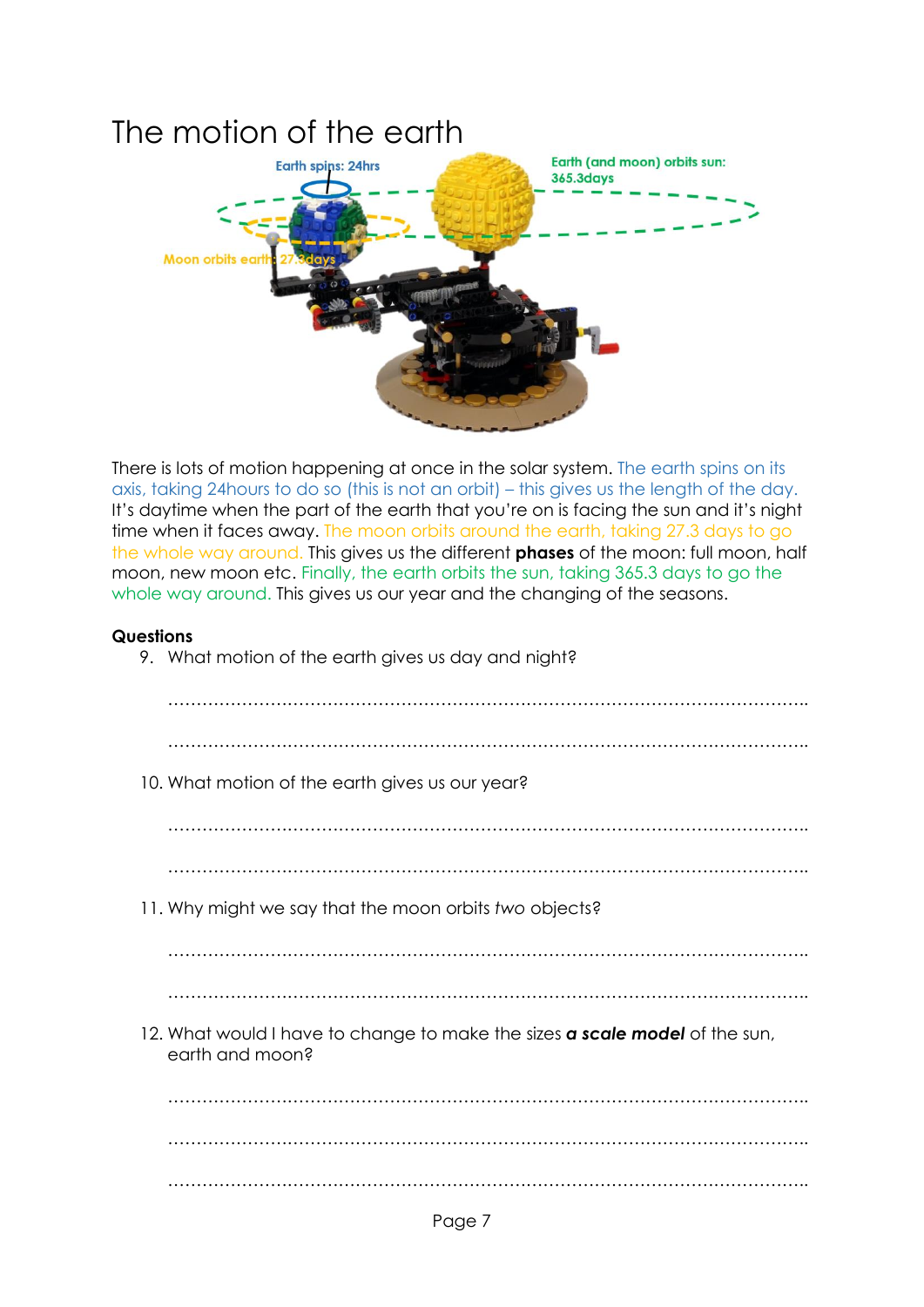# The motion of the earth

Earth spins: 24hrs

Earth (and moon) orbits sun: 365.3days

Moon orbits earth: 27.3days

There is lots of motion happening at once in the solar system. The earth spins on its axis, taking 24hours to do so (this is not an orbit) – this gives us the length of the day. It's daytime when the part of the earth that you're on is facing the sun and it's night time when it faces away. The moon orbits around the earth, taking 27.3 days to go the whole way around. This gives us the different **phases** of the moon: full moon, half moon, new moon etc. Finally, the earth orbits the sun, taking 365.3 days to go the whole way around. This gives us our year and the changing of the seasons.

**Questions**

9. What motion of the earth gives us day and night?

………………………………………………………………………………………………..

………………………………………………………………………………………………..

10. What motion of the earth gives us our year?

………………………………………………………………………………………………..

………………………………………………………………………………………………..

11. Why might we say that the moon orbits *two* objects?

………………………………………………………………………………………………..

………………………………………………………………………………………………..

12. What would I have to change to make the sizes ***a scale model*** of the sun, earth and moon?

………………………………………………………………………………………………..

………………………………………………………………………………………………..

………………………………………………………………………………………………..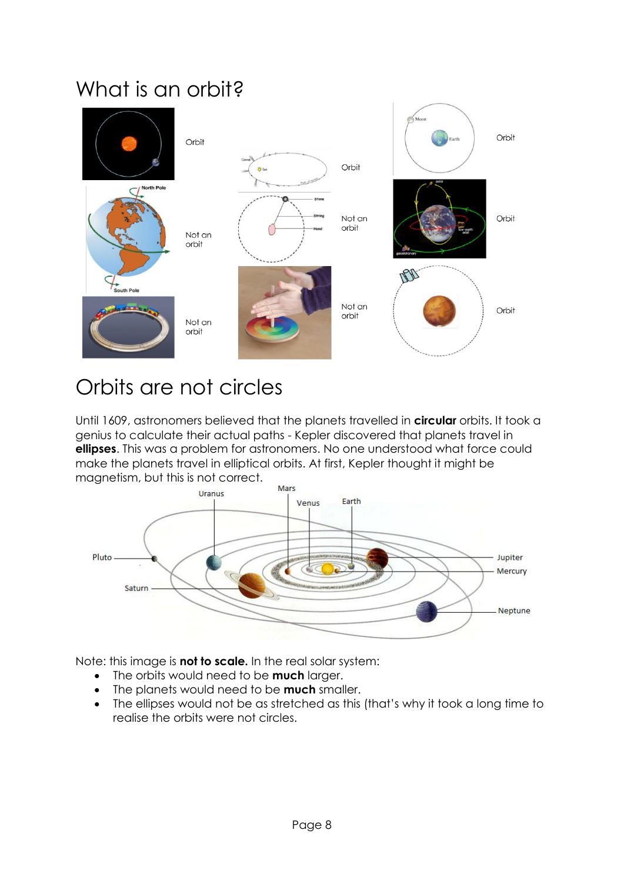# What is an orbit?

Orbit

Orbit

Orbit

Not an orbit

Not an orbit

Orbit

Not an orbit

Not an orbit

Orbit

# Orbits are not circles

Until 1609, astronomers believed that the planets travelled in **circular** orbits. It took a genius to calculate their actual paths - Kepler discovered that planets travel in **ellipses**. This was a problem for astronomers. No one understood what force could make the planets travel in elliptical orbits. At first, Kepler thought it might be magnetism, but this is not correct.

Uranus
Mars
Venus
Earth
Pluto
Jupiter
Mercury
Saturn
Neptune

Note: this image is **not to scale.** In the real solar system:

- The orbits would need to be **much** larger.
- The planets would need to be **much** smaller.
- The ellipses would not be as stretched as this (that's why it took a long time to realise the orbits were not circles.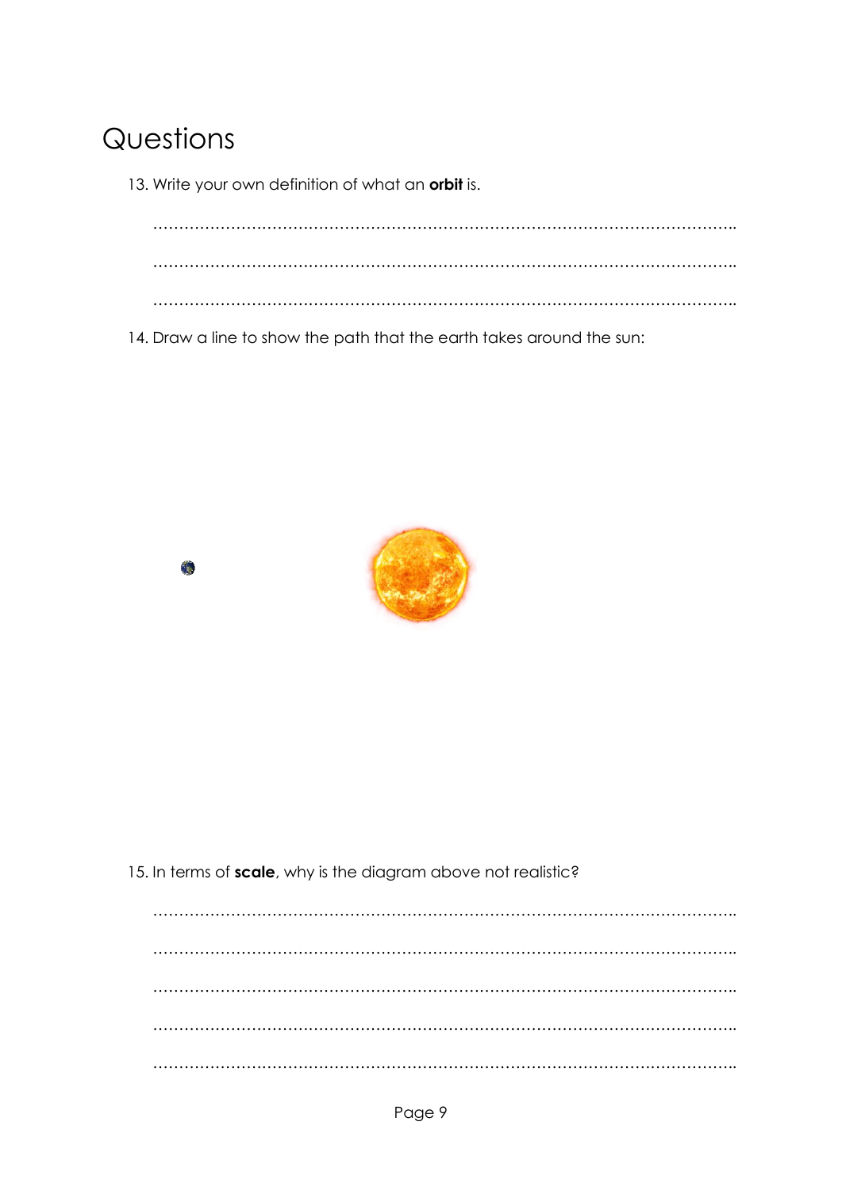# Questions

13. Write your own definition of what an **orbit** is.

………………………………………………………………………………………………………..

………………………………………………………………………………………………………..

………………………………………………………………………………………………………..

14. Draw a line to show the path that the earth takes around the sun:

15. In terms of **scale**, why is the diagram above not realistic?

………………………………………………………………………………………………………..

………………………………………………………………………………………………………..

………………………………………………………………………………………………………..

………………………………………………………………………………………………………..

………………………………………………………………………………………………………..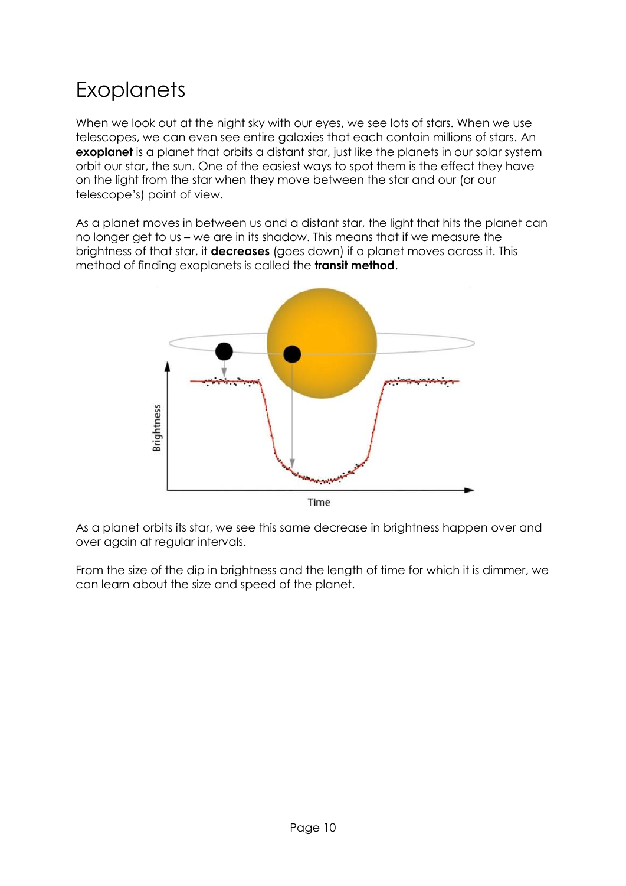# Exoplanets

When we look out at the night sky with our eyes, we see lots of stars. When we use telescopes, we can even see entire galaxies that each contain millions of stars. An **exoplanet** is a planet that orbits a distant star, just like the planets in our solar system orbit our star, the sun. One of the easiest ways to spot them is the effect they have on the light from the star when they move between the star and our (or our telescope's) point of view.

As a planet moves in between us and a distant star, the light that hits the planet can no longer get to us – we are in its shadow. This means that if we measure the brightness of that star, it **decreases** (goes down) if a planet moves across it. This method of finding exoplanets is called the **transit method**.

Brightness

Time

As a planet orbits its star, we see this same decrease in brightness happen over and over again at regular intervals.

From the size of the dip in brightness and the length of time for which it is dimmer, we can learn about the size and speed of the planet.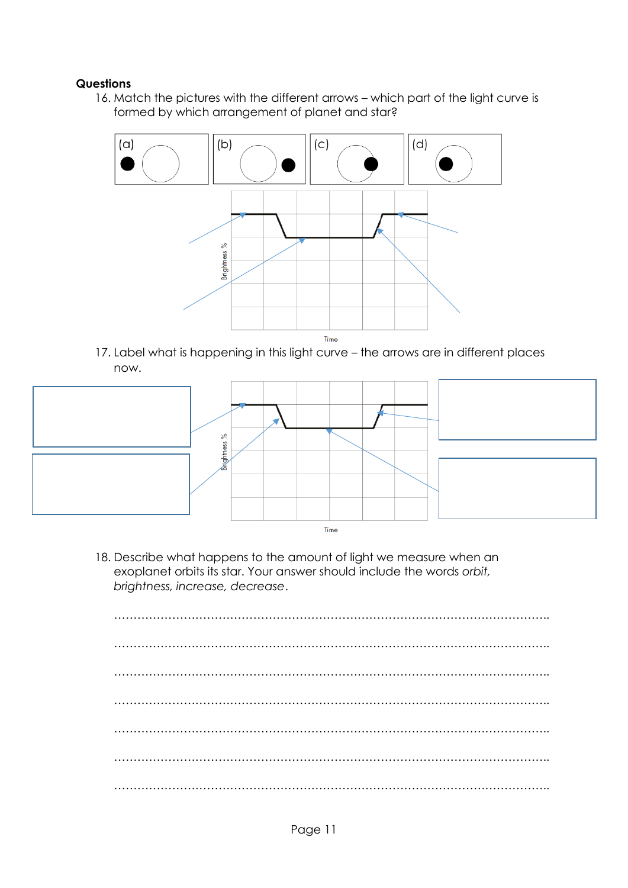**Questions**

16. Match the pictures with the different arrows – which part of the light curve is formed by which arrangement of planet and star?

(a)

(b)

(c)

(d)

Brightness %

Time

17. Label what is happening in this light curve – the arrows are in different places now.

Brightness %

Time

18. Describe what happens to the amount of light we measure when an exoplanet orbits its star. Your answer should include the words *orbit, brightness, increase, decrease*.

……………………………………………………………………………………………………..

……………………………………………………………………………………………………..

……………………………………………………………………………………………………..

……………………………………………………………………………………………………..

……………………………………………………………………………………………………..

……………………………………………………………………………………………………..

……………………………………………………………………………………………………..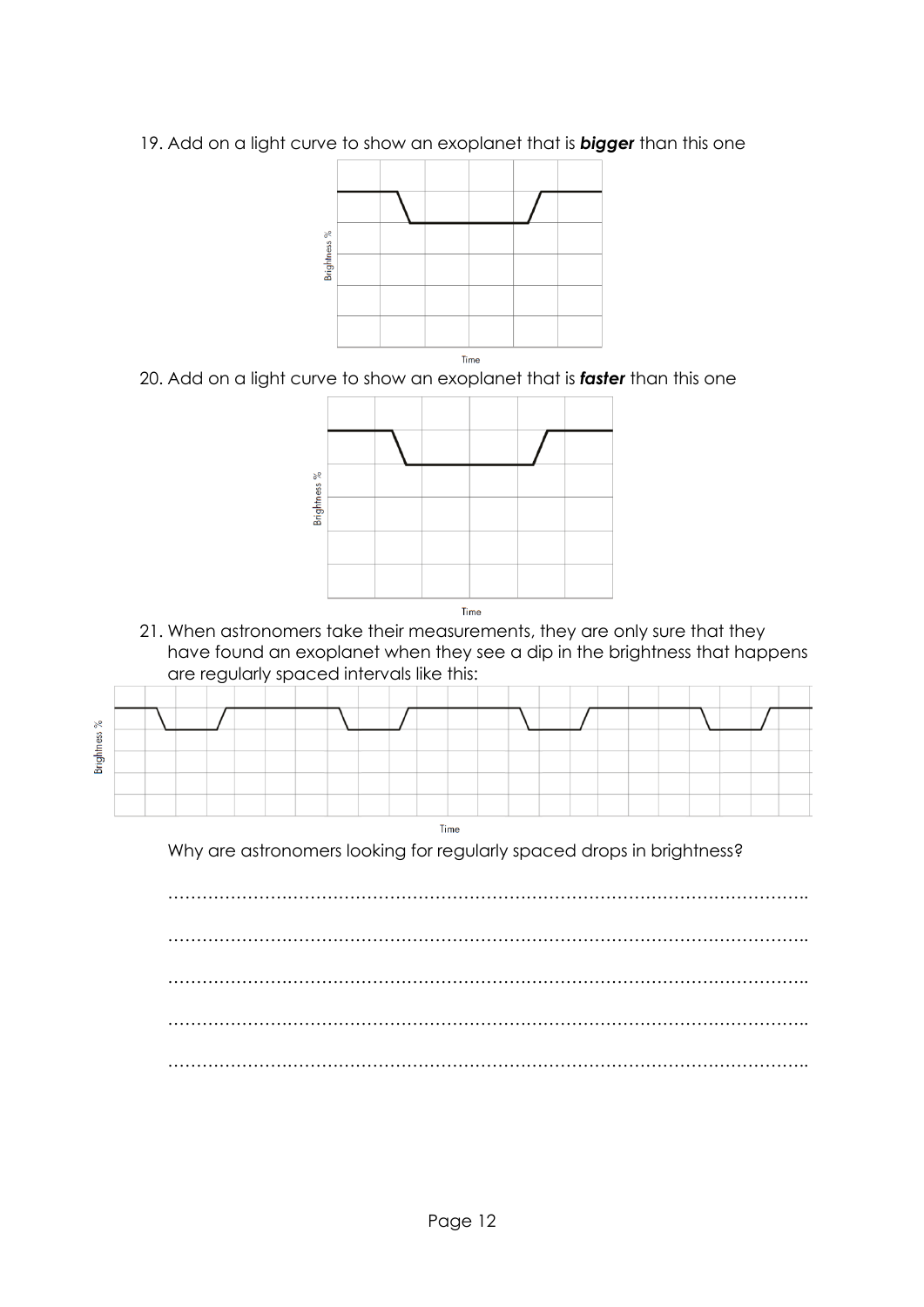19. Add on a light curve to show an exoplanet that is ***bigger*** than this one

Brightness %

Time

20. Add on a light curve to show an exoplanet that is ***faster*** than this one

Brightness %

Time

21. When astronomers take their measurements, they are only sure that they have found an exoplanet when they see a dip in the brightness that happens are regularly spaced intervals like this:

Brightness %

Time

Why are astronomers looking for regularly spaced drops in brightness?

…………………………………………………………………………………………………..

…………………………………………………………………………………………………..

…………………………………………………………………………………………………..

…………………………………………………………………………………………………..

…………………………………………………………………………………………………..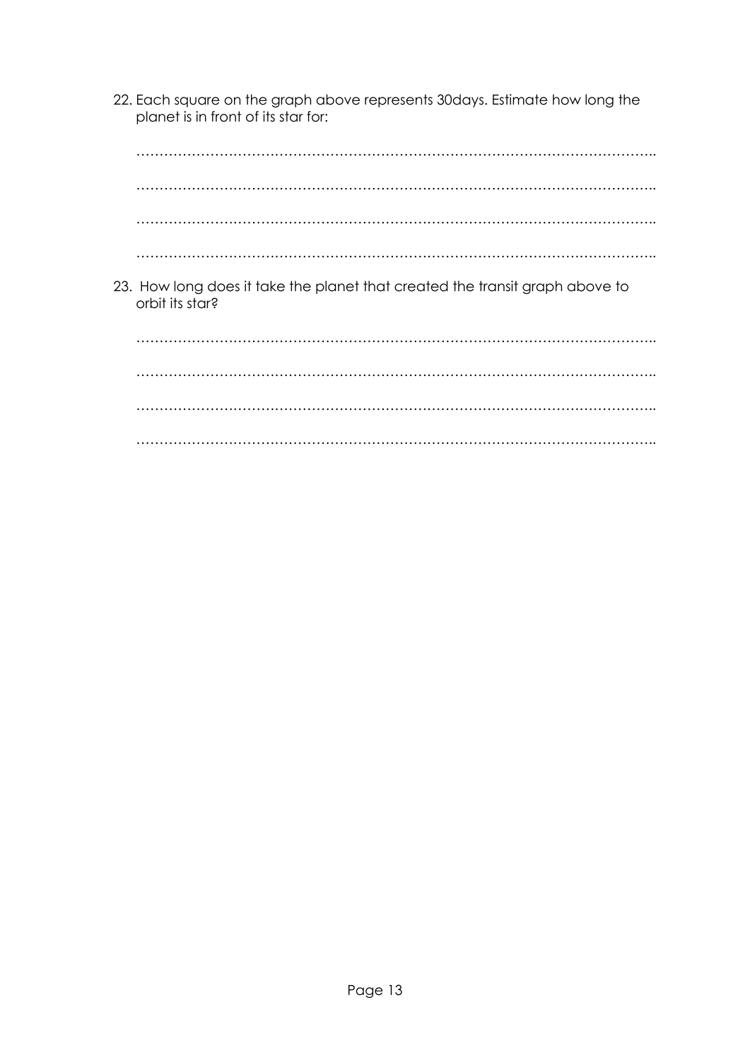22. Each square on the graph above represents 30days. Estimate how long the planet is in front of its star for:

……………………………………………………………………………………………………..

……………………………………………………………………………………………………..

……………………………………………………………………………………………………..

……………………………………………………………………………………………………..

23. How long does it take the planet that created the transit graph above to orbit its star?

……………………………………………………………………………………………………..

……………………………………………………………………………………………………..

……………………………………………………………………………………………………..

……………………………………………………………………………………………………..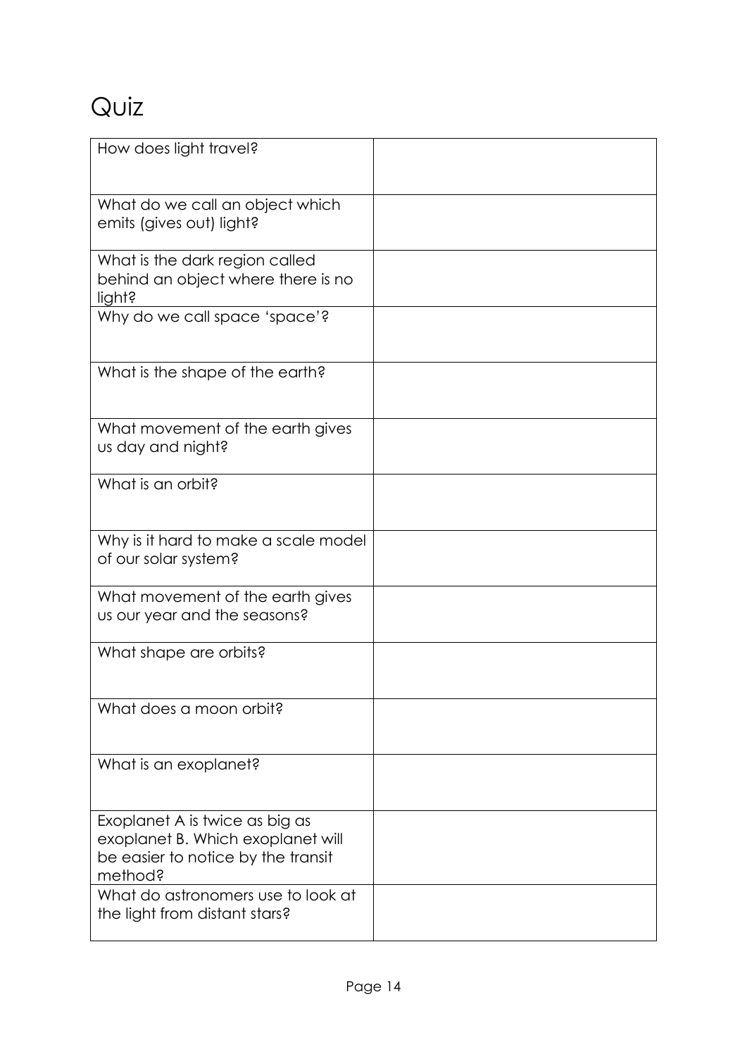# Quiz

| | |
|---|---|
| How does light travel? | |
| What do we call an object which emits (gives out) light? | |
| What is the dark region called behind an object where there is no light? | |
| Why do we call space 'space'? | |
| What is the shape of the earth? | |
| What movement of the earth gives us day and night? | |
| What is an orbit? | |
| Why is it hard to make a scale model of our solar system? | |
| What movement of the earth gives us our year and the seasons? | |
| What shape are orbits? | |
| What does a moon orbit? | |
| What is an exoplanet? | |
| Exoplanet A is twice as big as exoplanet B. Which exoplanet will be easier to notice by the transit method? | |
| What do astronomers use to look at the light from distant stars? | |